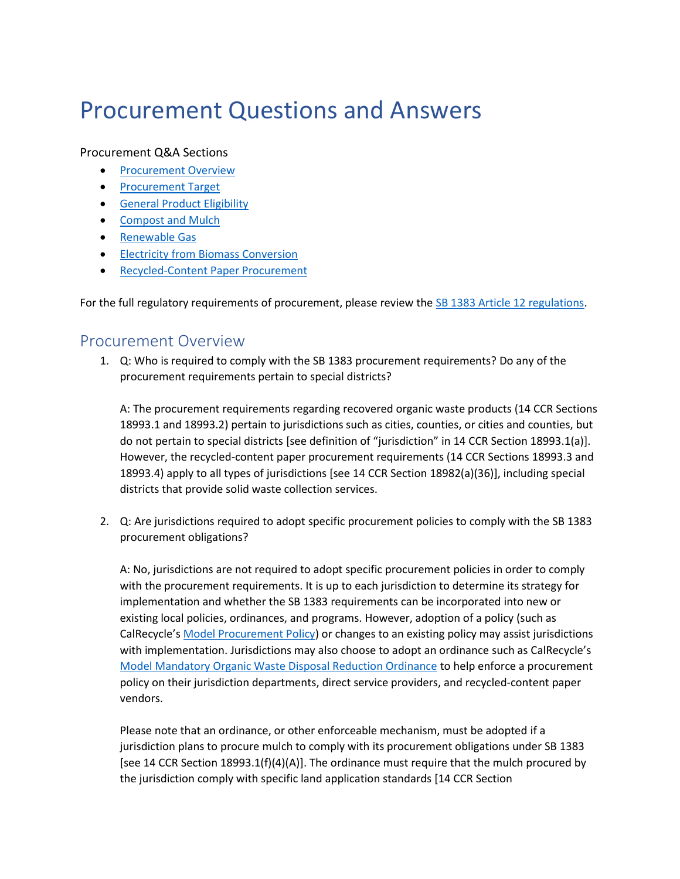# Procurement Questions and Answers

Procurement Q&A Sections

- Procurement Overview
- Procurement Target
- General Product Eligibility
- Compost and Mulch
- Renewable Gas
- Electricity from Biomass Conversion
- Recycled-Content Paper Procurement

For the full regulatory requirements of procurement, please review the SB 1383 Article 12 regulations.

## Procurement Overview

1. Q: Who is required to comply with the SB 1383 procurement requirements? Do any of the procurement requirements pertain to special districts?

   A: The procurement requirements regarding recovered organic waste products (14 CCR Sections 18993.1 and 18993.2) pertain to jurisdictions such as cities, counties, or cities and counties, but do not pertain to special districts [see definition of "jurisdiction" in 14 CCR Section 18993.1(a)]. However, the recycled-content paper procurement requirements (14 CCR Sections 18993.3 and 18993.4) apply to all types of jurisdictions [see 14 CCR Section 18982(a)(36)], including special districts that provide solid waste collection services.

2. Q: Are jurisdictions required to adopt specific procurement policies to comply with the SB 1383 procurement obligations?

   A: No, jurisdictions are not required to adopt specific procurement policies in order to comply with the procurement requirements. It is up to each jurisdiction to determine its strategy for implementation and whether the SB 1383 requirements can be incorporated into new or existing local policies, ordinances, and programs. However, adoption of a policy (such as CalRecycle's Model Procurement Policy) or changes to an existing policy may assist jurisdictions with implementation. Jurisdictions may also choose to adopt an ordinance such as CalRecycle's Model Mandatory Organic Waste Disposal Reduction Ordinance to help enforce a procurement policy on their jurisdiction departments, direct service providers, and recycled-content paper vendors.

   Please note that an ordinance, or other enforceable mechanism, must be adopted if a jurisdiction plans to procure mulch to comply with its procurement obligations under SB 1383 [see 14 CCR Section 18993.1(f)(4)(A)]. The ordinance must require that the mulch procured by the jurisdiction comply with specific land application standards [14 CCR Section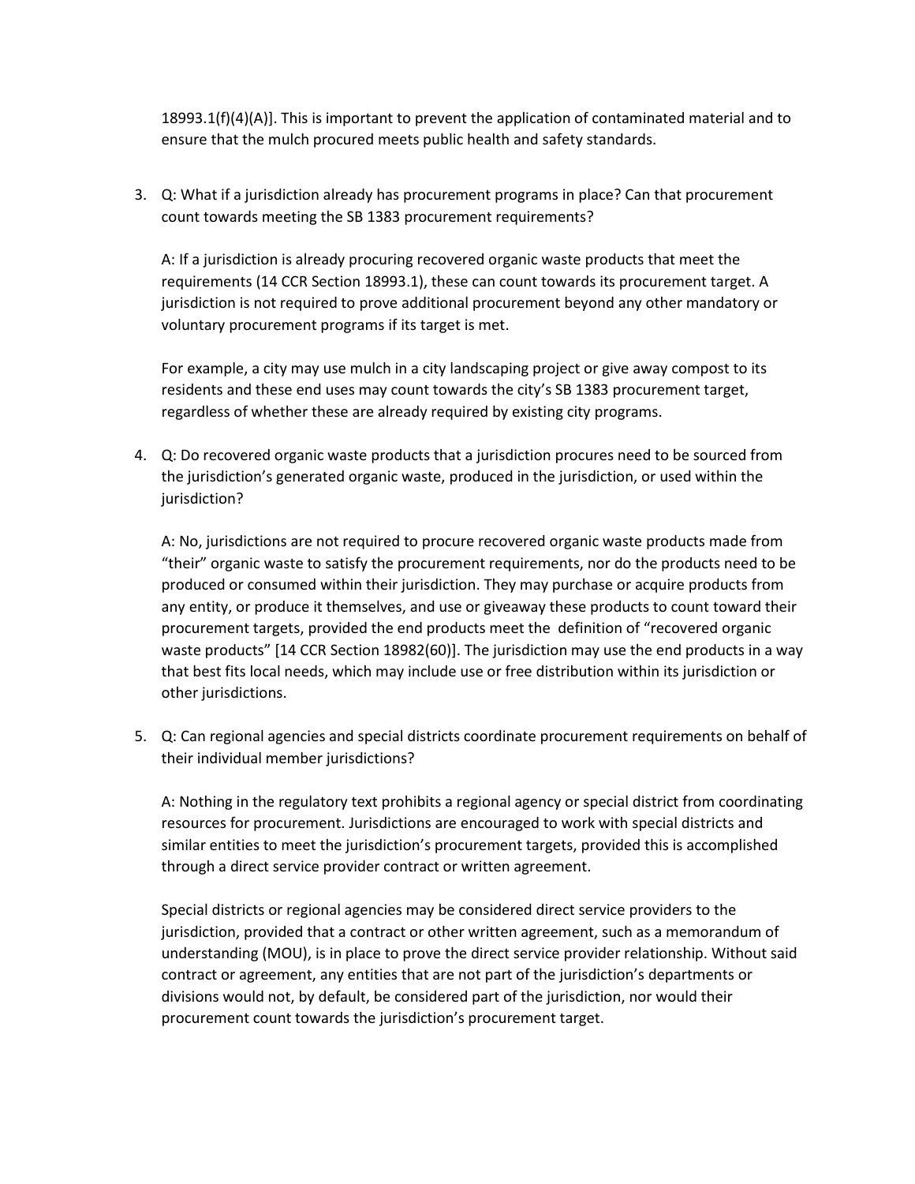18993.1(f)(4)(A)]. This is important to prevent the application of contaminated material and to ensure that the mulch procured meets public health and safety standards.

3. Q: What if a jurisdiction already has procurement programs in place? Can that procurement count towards meeting the SB 1383 procurement requirements?

   A: If a jurisdiction is already procuring recovered organic waste products that meet the requirements (14 CCR Section 18993.1), these can count towards its procurement target. A jurisdiction is not required to prove additional procurement beyond any other mandatory or voluntary procurement programs if its target is met.

   For example, a city may use mulch in a city landscaping project or give away compost to its residents and these end uses may count towards the city's SB 1383 procurement target, regardless of whether these are already required by existing city programs.

4. Q: Do recovered organic waste products that a jurisdiction procures need to be sourced from the jurisdiction's generated organic waste, produced in the jurisdiction, or used within the jurisdiction?

   A: No, jurisdictions are not required to procure recovered organic waste products made from "their" organic waste to satisfy the procurement requirements, nor do the products need to be produced or consumed within their jurisdiction. They may purchase or acquire products from any entity, or produce it themselves, and use or giveaway these products to count toward their procurement targets, provided the end products meet the definition of "recovered organic waste products" [14 CCR Section 18982(60)]. The jurisdiction may use the end products in a way that best fits local needs, which may include use or free distribution within its jurisdiction or other jurisdictions.

5. Q: Can regional agencies and special districts coordinate procurement requirements on behalf of their individual member jurisdictions?

   A: Nothing in the regulatory text prohibits a regional agency or special district from coordinating resources for procurement. Jurisdictions are encouraged to work with special districts and similar entities to meet the jurisdiction's procurement targets, provided this is accomplished through a direct service provider contract or written agreement.

   Special districts or regional agencies may be considered direct service providers to the jurisdiction, provided that a contract or other written agreement, such as a memorandum of understanding (MOU), is in place to prove the direct service provider relationship. Without said contract or agreement, any entities that are not part of the jurisdiction's departments or divisions would not, by default, be considered part of the jurisdiction, nor would their procurement count towards the jurisdiction's procurement target.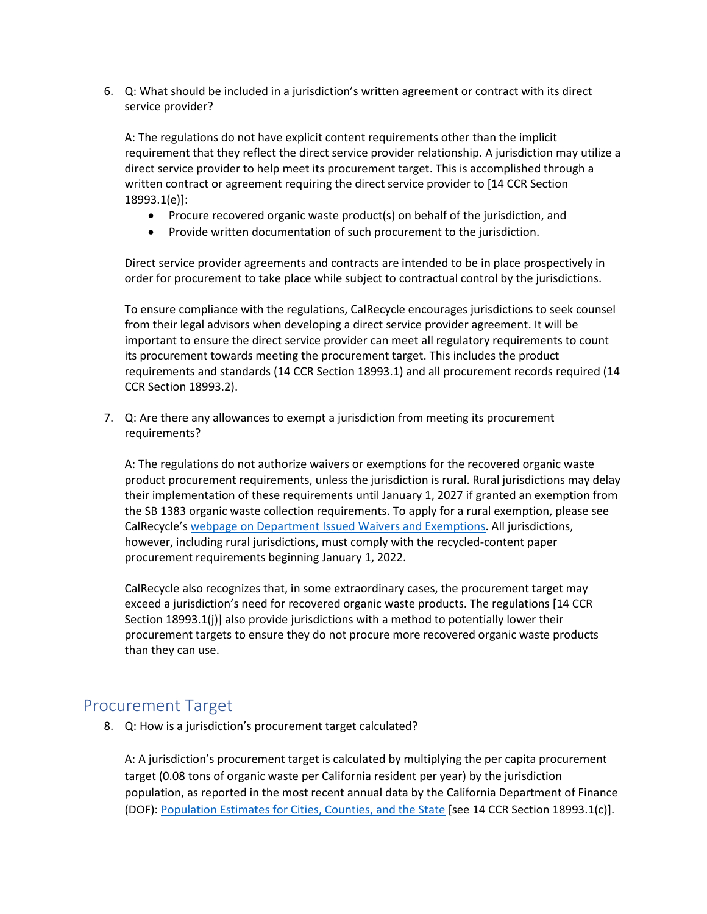6. Q: What should be included in a jurisdiction's written agreement or contract with its direct service provider?

   A: The regulations do not have explicit content requirements other than the implicit requirement that they reflect the direct service provider relationship. A jurisdiction may utilize a direct service provider to help meet its procurement target. This is accomplished through a written contract or agreement requiring the direct service provider to [14 CCR Section 18993.1(e)]:

   - Procure recovered organic waste product(s) on behalf of the jurisdiction, and
   - Provide written documentation of such procurement to the jurisdiction.

   Direct service provider agreements and contracts are intended to be in place prospectively in order for procurement to take place while subject to contractual control by the jurisdictions.

   To ensure compliance with the regulations, CalRecycle encourages jurisdictions to seek counsel from their legal advisors when developing a direct service provider agreement. It will be important to ensure the direct service provider can meet all regulatory requirements to count its procurement towards meeting the procurement target. This includes the product requirements and standards (14 CCR Section 18993.1) and all procurement records required (14 CCR Section 18993.2).

7. Q: Are there any allowances to exempt a jurisdiction from meeting its procurement requirements?

   A: The regulations do not authorize waivers or exemptions for the recovered organic waste product procurement requirements, unless the jurisdiction is rural. Rural jurisdictions may delay their implementation of these requirements until January 1, 2027 if granted an exemption from the SB 1383 organic waste collection requirements. To apply for a rural exemption, please see CalRecycle's [webpage on Department Issued Waivers and Exemptions](). All jurisdictions, however, including rural jurisdictions, must comply with the recycled-content paper procurement requirements beginning January 1, 2022.

   CalRecycle also recognizes that, in some extraordinary cases, the procurement target may exceed a jurisdiction's need for recovered organic waste products. The regulations [14 CCR Section 18993.1(j)] also provide jurisdictions with a method to potentially lower their procurement targets to ensure they do not procure more recovered organic waste products than they can use.

## Procurement Target

8. Q: How is a jurisdiction's procurement target calculated?

   A: A jurisdiction's procurement target is calculated by multiplying the per capita procurement target (0.08 tons of organic waste per California resident per year) by the jurisdiction population, as reported in the most recent annual data by the California Department of Finance (DOF): [Population Estimates for Cities, Counties, and the State]() [see 14 CCR Section 18993.1(c)].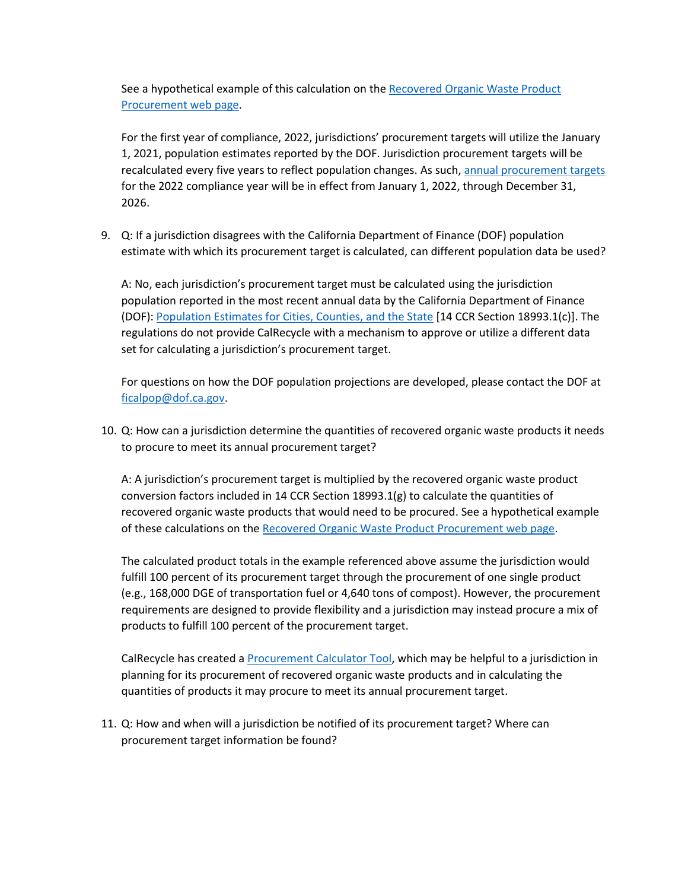See a hypothetical example of this calculation on the [Recovered Organic Waste Product Procurement web page](#).

For the first year of compliance, 2022, jurisdictions' procurement targets will utilize the January 1, 2021, population estimates reported by the DOF. Jurisdiction procurement targets will be recalculated every five years to reflect population changes. As such, [annual procurement targets](#) for the 2022 compliance year will be in effect from January 1, 2022, through December 31, 2026.

9. Q: If a jurisdiction disagrees with the California Department of Finance (DOF) population estimate with which its procurement target is calculated, can different population data be used?

   A: No, each jurisdiction's procurement target must be calculated using the jurisdiction population reported in the most recent annual data by the California Department of Finance (DOF): [Population Estimates for Cities, Counties, and the State](#) [14 CCR Section 18993.1(c)]. The regulations do not provide CalRecycle with a mechanism to approve or utilize a different data set for calculating a jurisdiction's procurement target.

   For questions on how the DOF population projections are developed, please contact the DOF at [ficalpop@dof.ca.gov](mailto:ficalpop@dof.ca.gov).

10. Q: How can a jurisdiction determine the quantities of recovered organic waste products it needs to procure to meet its annual procurement target?

    A: A jurisdiction's procurement target is multiplied by the recovered organic waste product conversion factors included in 14 CCR Section 18993.1(g) to calculate the quantities of recovered organic waste products that would need to be procured. See a hypothetical example of these calculations on the [Recovered Organic Waste Product Procurement web page](#).

    The calculated product totals in the example referenced above assume the jurisdiction would fulfill 100 percent of its procurement target through the procurement of one single product (e.g., 168,000 DGE of transportation fuel or 4,640 tons of compost). However, the procurement requirements are designed to provide flexibility and a jurisdiction may instead procure a mix of products to fulfill 100 percent of the procurement target.

    CalRecycle has created a [Procurement Calculator Tool](#), which may be helpful to a jurisdiction in planning for its procurement of recovered organic waste products and in calculating the quantities of products it may procure to meet its annual procurement target.

11. Q: How and when will a jurisdiction be notified of its procurement target? Where can procurement target information be found?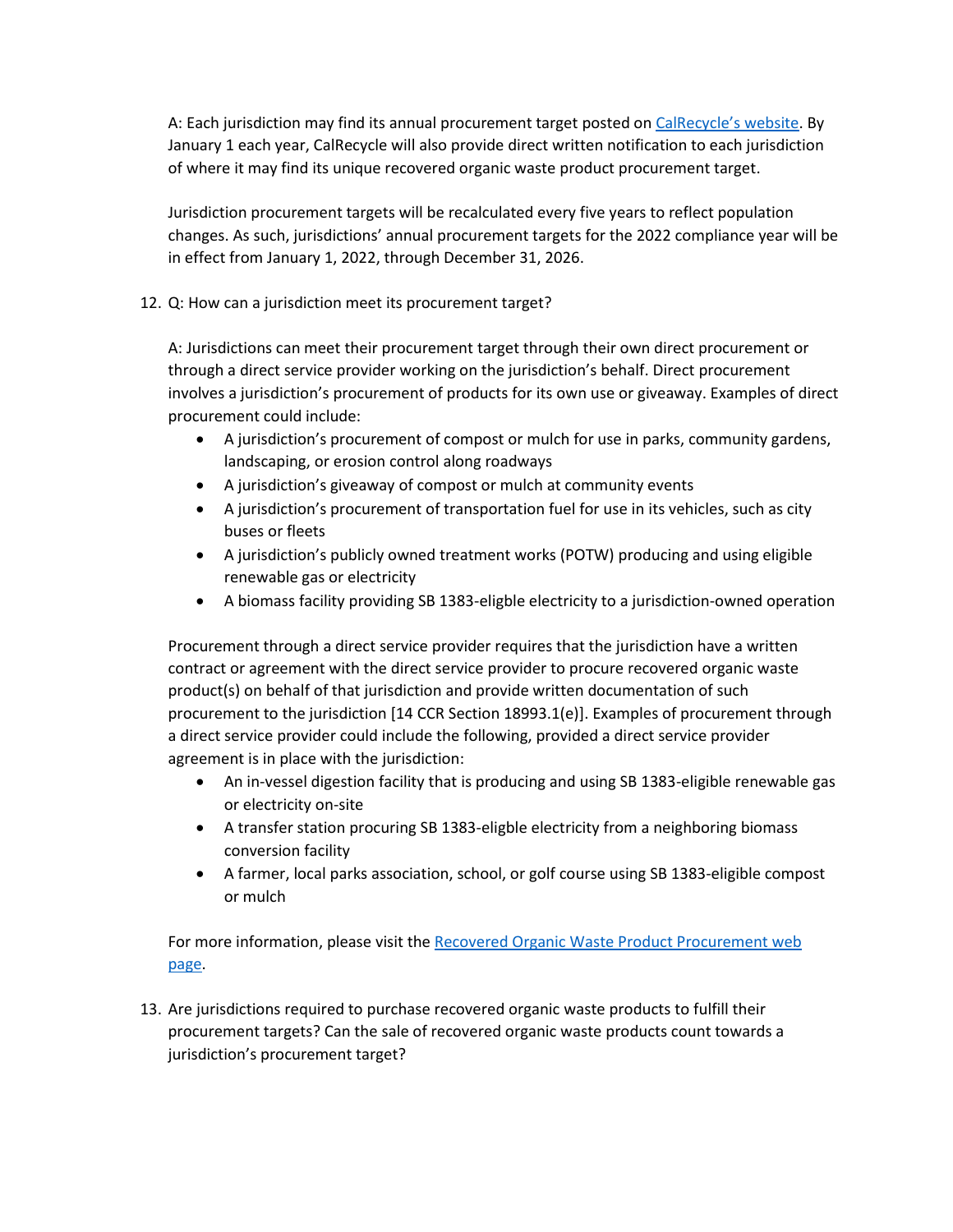A: Each jurisdiction may find its annual procurement target posted on [CalRecycle's website](). By January 1 each year, CalRecycle will also provide direct written notification to each jurisdiction of where it may find its unique recovered organic waste product procurement target.

Jurisdiction procurement targets will be recalculated every five years to reflect population changes. As such, jurisdictions' annual procurement targets for the 2022 compliance year will be in effect from January 1, 2022, through December 31, 2026.

12. Q: How can a jurisdiction meet its procurement target?

A: Jurisdictions can meet their procurement target through their own direct procurement or through a direct service provider working on the jurisdiction's behalf. Direct procurement involves a jurisdiction's procurement of products for its own use or giveaway. Examples of direct procurement could include:

- A jurisdiction's procurement of compost or mulch for use in parks, community gardens, landscaping, or erosion control along roadways
- A jurisdiction's giveaway of compost or mulch at community events
- A jurisdiction's procurement of transportation fuel for use in its vehicles, such as city buses or fleets
- A jurisdiction's publicly owned treatment works (POTW) producing and using eligible renewable gas or electricity
- A biomass facility providing SB 1383-eligible electricity to a jurisdiction-owned operation

Procurement through a direct service provider requires that the jurisdiction have a written contract or agreement with the direct service provider to procure recovered organic waste product(s) on behalf of that jurisdiction and provide written documentation of such procurement to the jurisdiction [14 CCR Section 18993.1(e)]. Examples of procurement through a direct service provider could include the following, provided a direct service provider agreement is in place with the jurisdiction:

- An in-vessel digestion facility that is producing and using SB 1383-eligible renewable gas or electricity on-site
- A transfer station procuring SB 1383-eligble electricity from a neighboring biomass conversion facility
- A farmer, local parks association, school, or golf course using SB 1383-eligible compost or mulch

For more information, please visit the [Recovered Organic Waste Product Procurement web page]().

13. Are jurisdictions required to purchase recovered organic waste products to fulfill their procurement targets? Can the sale of recovered organic waste products count towards a jurisdiction's procurement target?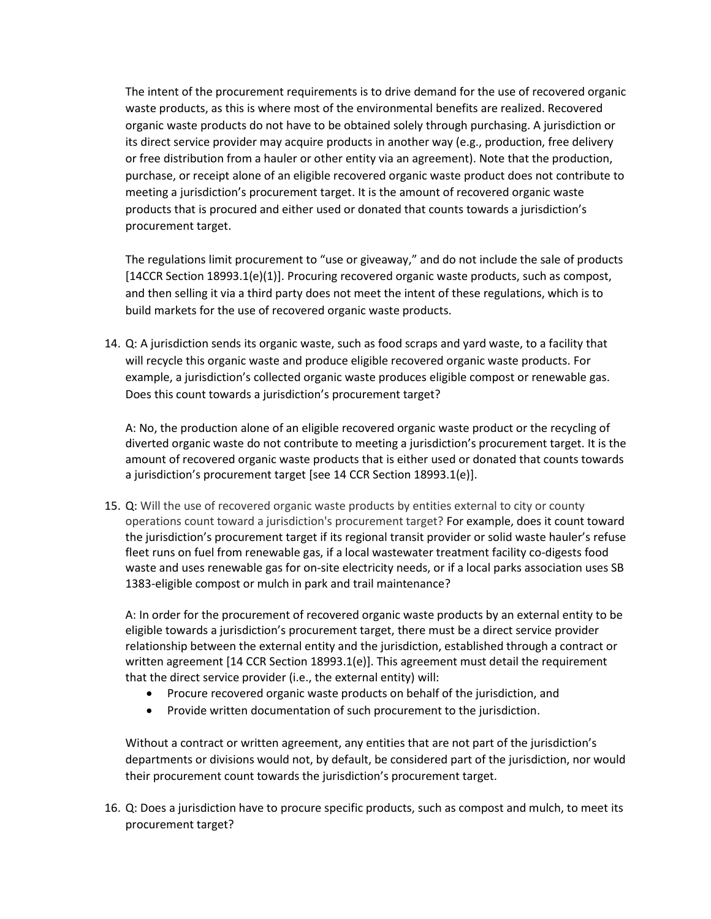The intent of the procurement requirements is to drive demand for the use of recovered organic waste products, as this is where most of the environmental benefits are realized. Recovered organic waste products do not have to be obtained solely through purchasing. A jurisdiction or its direct service provider may acquire products in another way (e.g., production, free delivery or free distribution from a hauler or other entity via an agreement). Note that the production, purchase, or receipt alone of an eligible recovered organic waste product does not contribute to meeting a jurisdiction's procurement target. It is the amount of recovered organic waste products that is procured and either used or donated that counts towards a jurisdiction's procurement target.

The regulations limit procurement to "use or giveaway," and do not include the sale of products [14CCR Section 18993.1(e)(1)]. Procuring recovered organic waste products, such as compost, and then selling it via a third party does not meet the intent of these regulations, which is to build markets for the use of recovered organic waste products.

14. Q: A jurisdiction sends its organic waste, such as food scraps and yard waste, to a facility that will recycle this organic waste and produce eligible recovered organic waste products. For example, a jurisdiction's collected organic waste produces eligible compost or renewable gas. Does this count towards a jurisdiction's procurement target?

    A: No, the production alone of an eligible recovered organic waste product or the recycling of diverted organic waste do not contribute to meeting a jurisdiction's procurement target. It is the amount of recovered organic waste products that is either used or donated that counts towards a jurisdiction's procurement target [see 14 CCR Section 18993.1(e)].

15. Q: Will the use of recovered organic waste products by entities external to city or county operations count toward a jurisdiction's procurement target? For example, does it count toward the jurisdiction's procurement target if its regional transit provider or solid waste hauler's refuse fleet runs on fuel from renewable gas, if a local wastewater treatment facility co-digests food waste and uses renewable gas for on-site electricity needs, or if a local parks association uses SB 1383-eligible compost or mulch in park and trail maintenance?

    A: In order for the procurement of recovered organic waste products by an external entity to be eligible towards a jurisdiction's procurement target, there must be a direct service provider relationship between the external entity and the jurisdiction, established through a contract or written agreement [14 CCR Section 18993.1(e)]. This agreement must detail the requirement that the direct service provider (i.e., the external entity) will:

    - Procure recovered organic waste products on behalf of the jurisdiction, and
    - Provide written documentation of such procurement to the jurisdiction.

    Without a contract or written agreement, any entities that are not part of the jurisdiction's departments or divisions would not, by default, be considered part of the jurisdiction, nor would their procurement count towards the jurisdiction's procurement target.

16. Q: Does a jurisdiction have to procure specific products, such as compost and mulch, to meet its procurement target?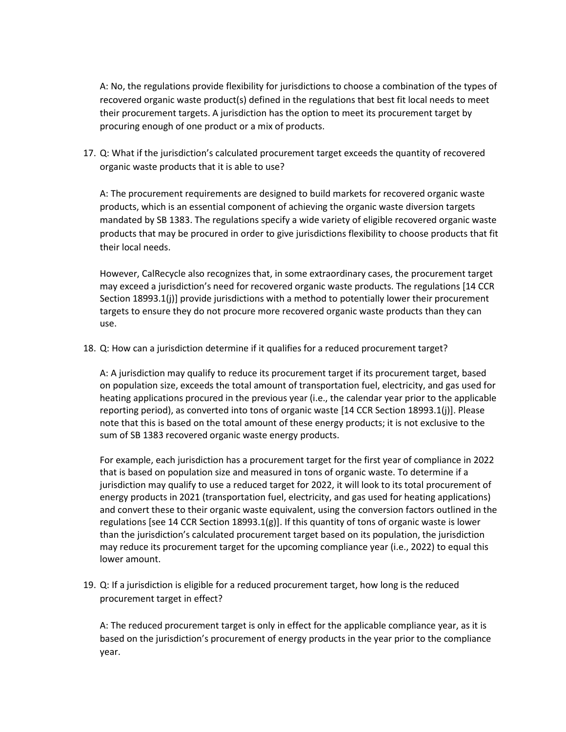A: No, the regulations provide flexibility for jurisdictions to choose a combination of the types of recovered organic waste product(s) defined in the regulations that best fit local needs to meet their procurement targets. A jurisdiction has the option to meet its procurement target by procuring enough of one product or a mix of products.

17. Q: What if the jurisdiction's calculated procurement target exceeds the quantity of recovered organic waste products that it is able to use?

    A: The procurement requirements are designed to build markets for recovered organic waste products, which is an essential component of achieving the organic waste diversion targets mandated by SB 1383. The regulations specify a wide variety of eligible recovered organic waste products that may be procured in order to give jurisdictions flexibility to choose products that fit their local needs.

    However, CalRecycle also recognizes that, in some extraordinary cases, the procurement target may exceed a jurisdiction's need for recovered organic waste products. The regulations [14 CCR Section 18993.1(j)] provide jurisdictions with a method to potentially lower their procurement targets to ensure they do not procure more recovered organic waste products than they can use.

18. Q: How can a jurisdiction determine if it qualifies for a reduced procurement target?

    A: A jurisdiction may qualify to reduce its procurement target if its procurement target, based on population size, exceeds the total amount of transportation fuel, electricity, and gas used for heating applications procured in the previous year (i.e., the calendar year prior to the applicable reporting period), as converted into tons of organic waste [14 CCR Section 18993.1(j)]. Please note that this is based on the total amount of these energy products; it is not exclusive to the sum of SB 1383 recovered organic waste energy products.

    For example, each jurisdiction has a procurement target for the first year of compliance in 2022 that is based on population size and measured in tons of organic waste. To determine if a jurisdiction may qualify to use a reduced target for 2022, it will look to its total procurement of energy products in 2021 (transportation fuel, electricity, and gas used for heating applications) and convert these to their organic waste equivalent, using the conversion factors outlined in the regulations [see 14 CCR Section 18993.1(g)]. If this quantity of tons of organic waste is lower than the jurisdiction's calculated procurement target based on its population, the jurisdiction may reduce its procurement target for the upcoming compliance year (i.e., 2022) to equal this lower amount.

19. Q: If a jurisdiction is eligible for a reduced procurement target, how long is the reduced procurement target in effect?

    A: The reduced procurement target is only in effect for the applicable compliance year, as it is based on the jurisdiction's procurement of energy products in the year prior to the compliance year.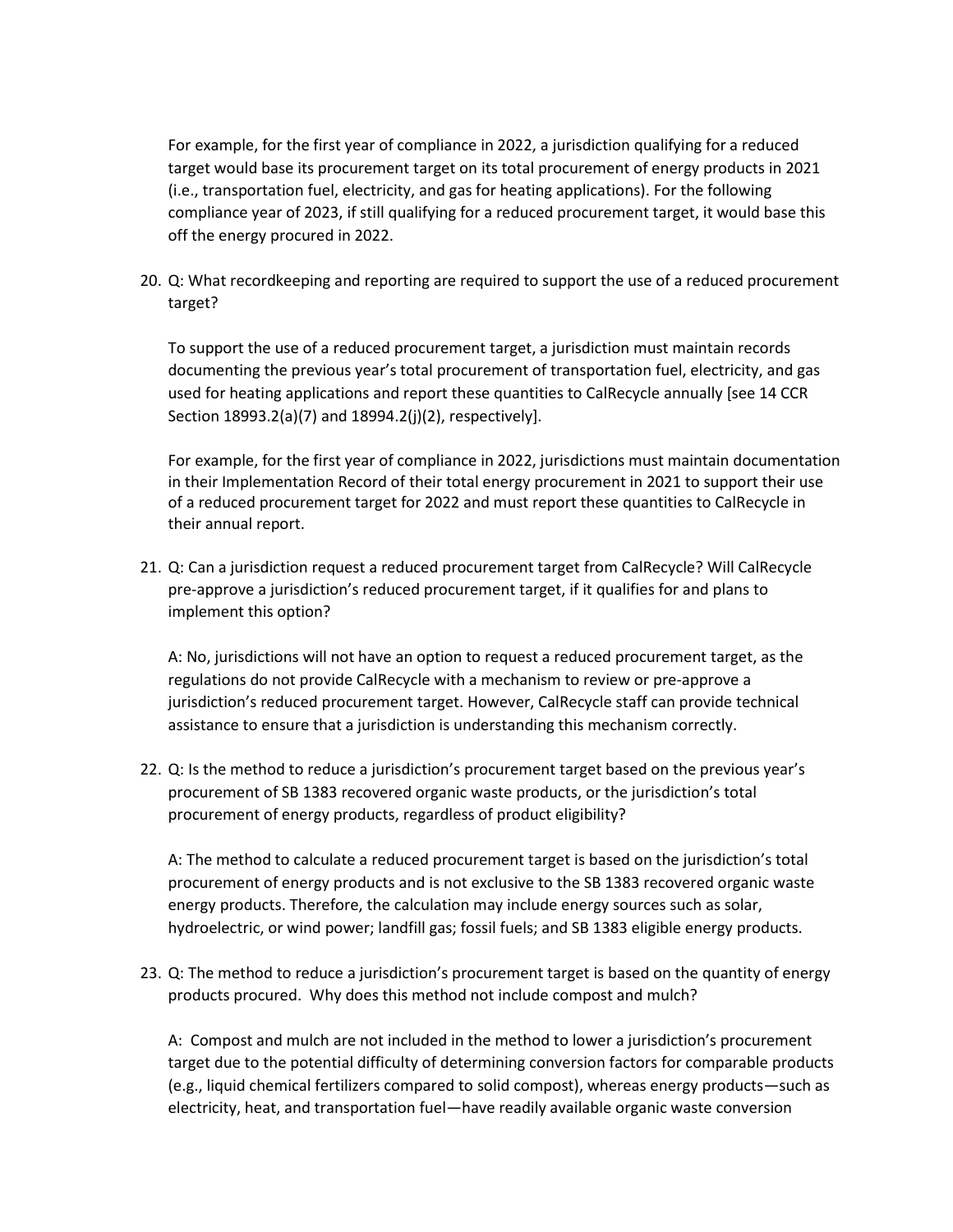For example, for the first year of compliance in 2022, a jurisdiction qualifying for a reduced target would base its procurement target on its total procurement of energy products in 2021 (i.e., transportation fuel, electricity, and gas for heating applications). For the following compliance year of 2023, if still qualifying for a reduced procurement target, it would base this off the energy procured in 2022.

20. Q: What recordkeeping and reporting are required to support the use of a reduced procurement target?

    To support the use of a reduced procurement target, a jurisdiction must maintain records documenting the previous year's total procurement of transportation fuel, electricity, and gas used for heating applications and report these quantities to CalRecycle annually [see 14 CCR Section 18993.2(a)(7) and 18994.2(j)(2), respectively].

    For example, for the first year of compliance in 2022, jurisdictions must maintain documentation in their Implementation Record of their total energy procurement in 2021 to support their use of a reduced procurement target for 2022 and must report these quantities to CalRecycle in their annual report.

21. Q: Can a jurisdiction request a reduced procurement target from CalRecycle? Will CalRecycle pre-approve a jurisdiction's reduced procurement target, if it qualifies for and plans to implement this option?

    A: No, jurisdictions will not have an option to request a reduced procurement target, as the regulations do not provide CalRecycle with a mechanism to review or pre-approve a jurisdiction's reduced procurement target. However, CalRecycle staff can provide technical assistance to ensure that a jurisdiction is understanding this mechanism correctly.

22. Q: Is the method to reduce a jurisdiction's procurement target based on the previous year's procurement of SB 1383 recovered organic waste products, or the jurisdiction's total procurement of energy products, regardless of product eligibility?

    A: The method to calculate a reduced procurement target is based on the jurisdiction's total procurement of energy products and is not exclusive to the SB 1383 recovered organic waste energy products. Therefore, the calculation may include energy sources such as solar, hydroelectric, or wind power; landfill gas; fossil fuels; and SB 1383 eligible energy products.

23. Q: The method to reduce a jurisdiction's procurement target is based on the quantity of energy products procured. Why does this method not include compost and mulch?

    A: Compost and mulch are not included in the method to lower a jurisdiction's procurement target due to the potential difficulty of determining conversion factors for comparable products (e.g., liquid chemical fertilizers compared to solid compost), whereas energy products—such as electricity, heat, and transportation fuel—have readily available organic waste conversion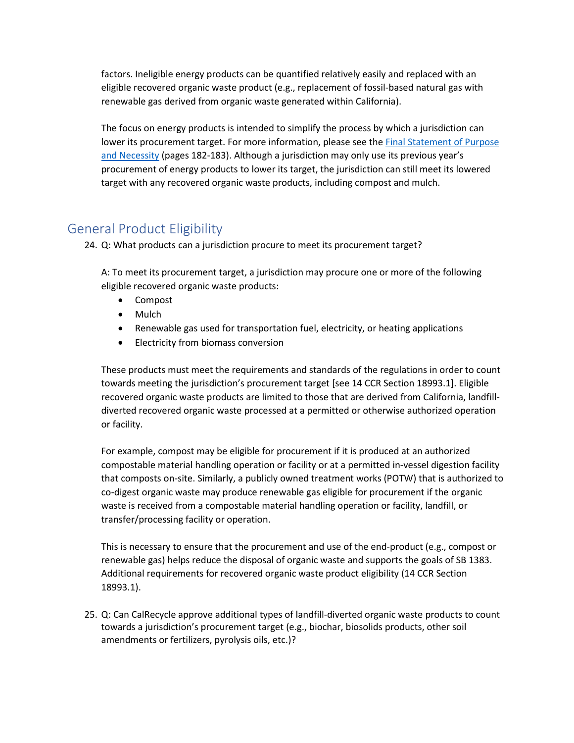factors. Ineligible energy products can be quantified relatively easily and replaced with an eligible recovered organic waste product (e.g., replacement of fossil-based natural gas with renewable gas derived from organic waste generated within California).

The focus on energy products is intended to simplify the process by which a jurisdiction can lower its procurement target. For more information, please see the [Final Statement of Purpose and Necessity](#) (pages 182-183). Although a jurisdiction may only use its previous year's procurement of energy products to lower its target, the jurisdiction can still meet its lowered target with any recovered organic waste products, including compost and mulch.

## General Product Eligibility

24. Q: What products can a jurisdiction procure to meet its procurement target?

    A: To meet its procurement target, a jurisdiction may procure one or more of the following eligible recovered organic waste products:

    - Compost
    - Mulch
    - Renewable gas used for transportation fuel, electricity, or heating applications
    - Electricity from biomass conversion

    These products must meet the requirements and standards of the regulations in order to count towards meeting the jurisdiction's procurement target [see 14 CCR Section 18993.1]. Eligible recovered organic waste products are limited to those that are derived from California, landfill-diverted recovered organic waste processed at a permitted or otherwise authorized operation or facility.

    For example, compost may be eligible for procurement if it is produced at an authorized compostable material handling operation or facility or at a permitted in-vessel digestion facility that composts on-site. Similarly, a publicly owned treatment works (POTW) that is authorized to co-digest organic waste may produce renewable gas eligible for procurement if the organic waste is received from a compostable material handling operation or facility, landfill, or transfer/processing facility or operation.

    This is necessary to ensure that the procurement and use of the end-product (e.g., compost or renewable gas) helps reduce the disposal of organic waste and supports the goals of SB 1383. Additional requirements for recovered organic waste product eligibility (14 CCR Section 18993.1).

25. Q: Can CalRecycle approve additional types of landfill-diverted organic waste products to count towards a jurisdiction's procurement target (e.g., biochar, biosolids products, other soil amendments or fertilizers, pyrolysis oils, etc.)?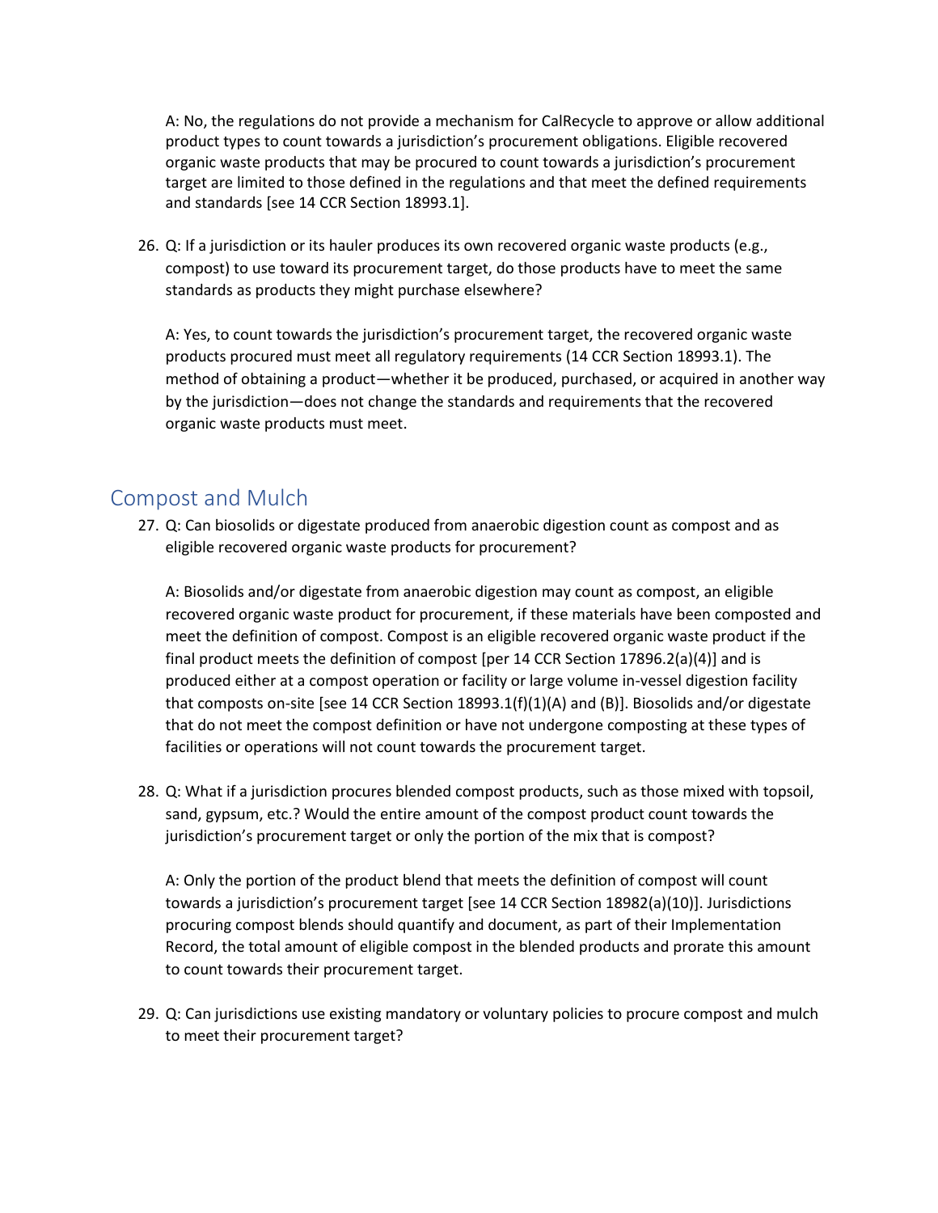A: No, the regulations do not provide a mechanism for CalRecycle to approve or allow additional product types to count towards a jurisdiction's procurement obligations. Eligible recovered organic waste products that may be procured to count towards a jurisdiction's procurement target are limited to those defined in the regulations and that meet the defined requirements and standards [see 14 CCR Section 18993.1].

26. Q: If a jurisdiction or its hauler produces its own recovered organic waste products (e.g., compost) to use toward its procurement target, do those products have to meet the same standards as products they might purchase elsewhere?

    A: Yes, to count towards the jurisdiction's procurement target, the recovered organic waste products procured must meet all regulatory requirements (14 CCR Section 18993.1). The method of obtaining a product—whether it be produced, purchased, or acquired in another way by the jurisdiction—does not change the standards and requirements that the recovered organic waste products must meet.

## Compost and Mulch

27. Q: Can biosolids or digestate produced from anaerobic digestion count as compost and as eligible recovered organic waste products for procurement?

    A: Biosolids and/or digestate from anaerobic digestion may count as compost, an eligible recovered organic waste product for procurement, if these materials have been composted and meet the definition of compost. Compost is an eligible recovered organic waste product if the final product meets the definition of compost [per 14 CCR Section 17896.2(a)(4)] and is produced either at a compost operation or facility or large volume in-vessel digestion facility that composts on-site [see 14 CCR Section 18993.1(f)(1)(A) and (B)]. Biosolids and/or digestate that do not meet the compost definition or have not undergone composting at these types of facilities or operations will not count towards the procurement target.

28. Q: What if a jurisdiction procures blended compost products, such as those mixed with topsoil, sand, gypsum, etc.? Would the entire amount of the compost product count towards the jurisdiction's procurement target or only the portion of the mix that is compost?

    A: Only the portion of the product blend that meets the definition of compost will count towards a jurisdiction's procurement target [see 14 CCR Section 18982(a)(10)]. Jurisdictions procuring compost blends should quantify and document, as part of their Implementation Record, the total amount of eligible compost in the blended products and prorate this amount to count towards their procurement target.

29. Q: Can jurisdictions use existing mandatory or voluntary policies to procure compost and mulch to meet their procurement target?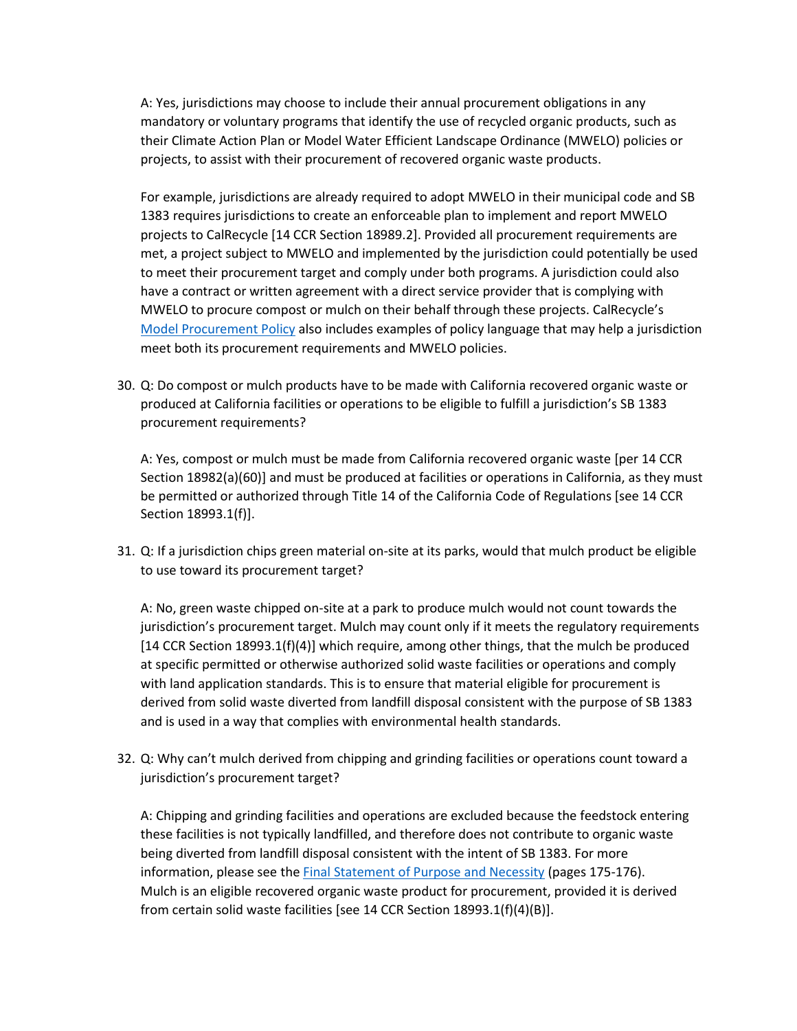A: Yes, jurisdictions may choose to include their annual procurement obligations in any mandatory or voluntary programs that identify the use of recycled organic products, such as their Climate Action Plan or Model Water Efficient Landscape Ordinance (MWELO) policies or projects, to assist with their procurement of recovered organic waste products.

For example, jurisdictions are already required to adopt MWELO in their municipal code and SB 1383 requires jurisdictions to create an enforceable plan to implement and report MWELO projects to CalRecycle [14 CCR Section 18989.2]. Provided all procurement requirements are met, a project subject to MWELO and implemented by the jurisdiction could potentially be used to meet their procurement target and comply under both programs. A jurisdiction could also have a contract or written agreement with a direct service provider that is complying with MWELO to procure compost or mulch on their behalf through these projects. CalRecycle's Model Procurement Policy also includes examples of policy language that may help a jurisdiction meet both its procurement requirements and MWELO policies.

30. Q: Do compost or mulch products have to be made with California recovered organic waste or produced at California facilities or operations to be eligible to fulfill a jurisdiction's SB 1383 procurement requirements?

    A: Yes, compost or mulch must be made from California recovered organic waste [per 14 CCR Section 18982(a)(60)] and must be produced at facilities or operations in California, as they must be permitted or authorized through Title 14 of the California Code of Regulations [see 14 CCR Section 18993.1(f)].

31. Q: If a jurisdiction chips green material on-site at its parks, would that mulch product be eligible to use toward its procurement target?

    A: No, green waste chipped on-site at a park to produce mulch would not count towards the jurisdiction's procurement target. Mulch may count only if it meets the regulatory requirements [14 CCR Section 18993.1(f)(4)] which require, among other things, that the mulch be produced at specific permitted or otherwise authorized solid waste facilities or operations and comply with land application standards. This is to ensure that material eligible for procurement is derived from solid waste diverted from landfill disposal consistent with the purpose of SB 1383 and is used in a way that complies with environmental health standards.

32. Q: Why can't mulch derived from chipping and grinding facilities or operations count toward a jurisdiction's procurement target?

    A: Chipping and grinding facilities and operations are excluded because the feedstock entering these facilities is not typically landfilled, and therefore does not contribute to organic waste being diverted from landfill disposal consistent with the intent of SB 1383. For more information, please see the Final Statement of Purpose and Necessity (pages 175-176). Mulch is an eligible recovered organic waste product for procurement, provided it is derived from certain solid waste facilities [see 14 CCR Section 18993.1(f)(4)(B)].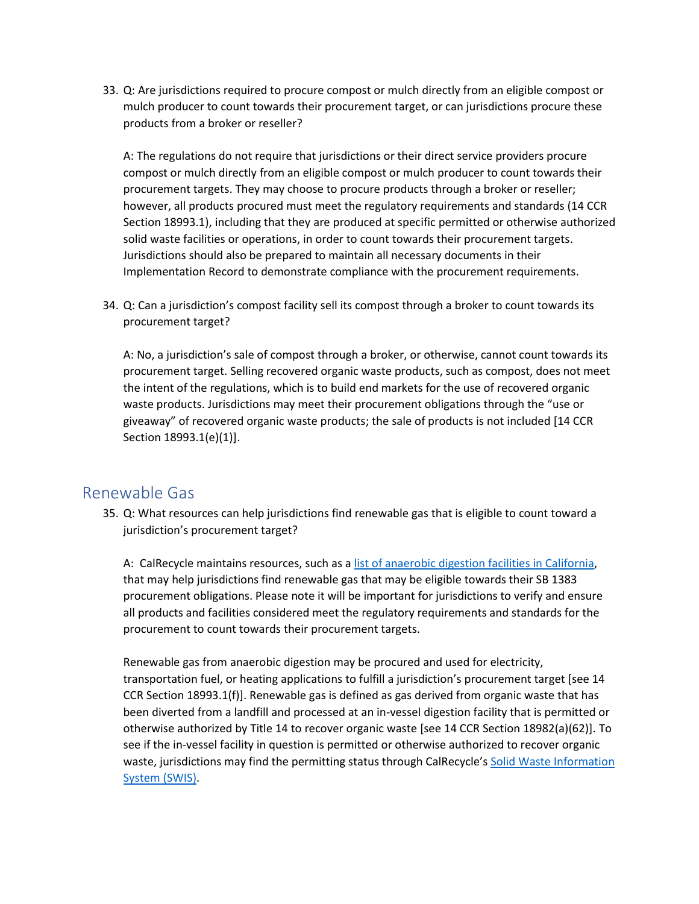33. Q: Are jurisdictions required to procure compost or mulch directly from an eligible compost or mulch producer to count towards their procurement target, or can jurisdictions procure these products from a broker or reseller?

    A: The regulations do not require that jurisdictions or their direct service providers procure compost or mulch directly from an eligible compost or mulch producer to count towards their procurement targets. They may choose to procure products through a broker or reseller; however, all products procured must meet the regulatory requirements and standards (14 CCR Section 18993.1), including that they are produced at specific permitted or otherwise authorized solid waste facilities or operations, in order to count towards their procurement targets. Jurisdictions should also be prepared to maintain all necessary documents in their Implementation Record to demonstrate compliance with the procurement requirements.

34. Q: Can a jurisdiction's compost facility sell its compost through a broker to count towards its procurement target?

    A: No, a jurisdiction's sale of compost through a broker, or otherwise, cannot count towards its procurement target. Selling recovered organic waste products, such as compost, does not meet the intent of the regulations, which is to build end markets for the use of recovered organic waste products. Jurisdictions may meet their procurement obligations through the "use or giveaway" of recovered organic waste products; the sale of products is not included [14 CCR Section 18993.1(e)(1)].

## Renewable Gas

35. Q: What resources can help jurisdictions find renewable gas that is eligible to count toward a jurisdiction's procurement target?

    A: CalRecycle maintains resources, such as a list of anaerobic digestion facilities in California, that may help jurisdictions find renewable gas that may be eligible towards their SB 1383 procurement obligations. Please note it will be important for jurisdictions to verify and ensure all products and facilities considered meet the regulatory requirements and standards for the procurement to count towards their procurement targets.

    Renewable gas from anaerobic digestion may be procured and used for electricity, transportation fuel, or heating applications to fulfill a jurisdiction's procurement target [see 14 CCR Section 18993.1(f)]. Renewable gas is defined as gas derived from organic waste that has been diverted from a landfill and processed at an in-vessel digestion facility that is permitted or otherwise authorized by Title 14 to recover organic waste [see 14 CCR Section 18982(a)(62)]. To see if the in-vessel facility in question is permitted or otherwise authorized to recover organic waste, jurisdictions may find the permitting status through CalRecycle's Solid Waste Information System (SWIS).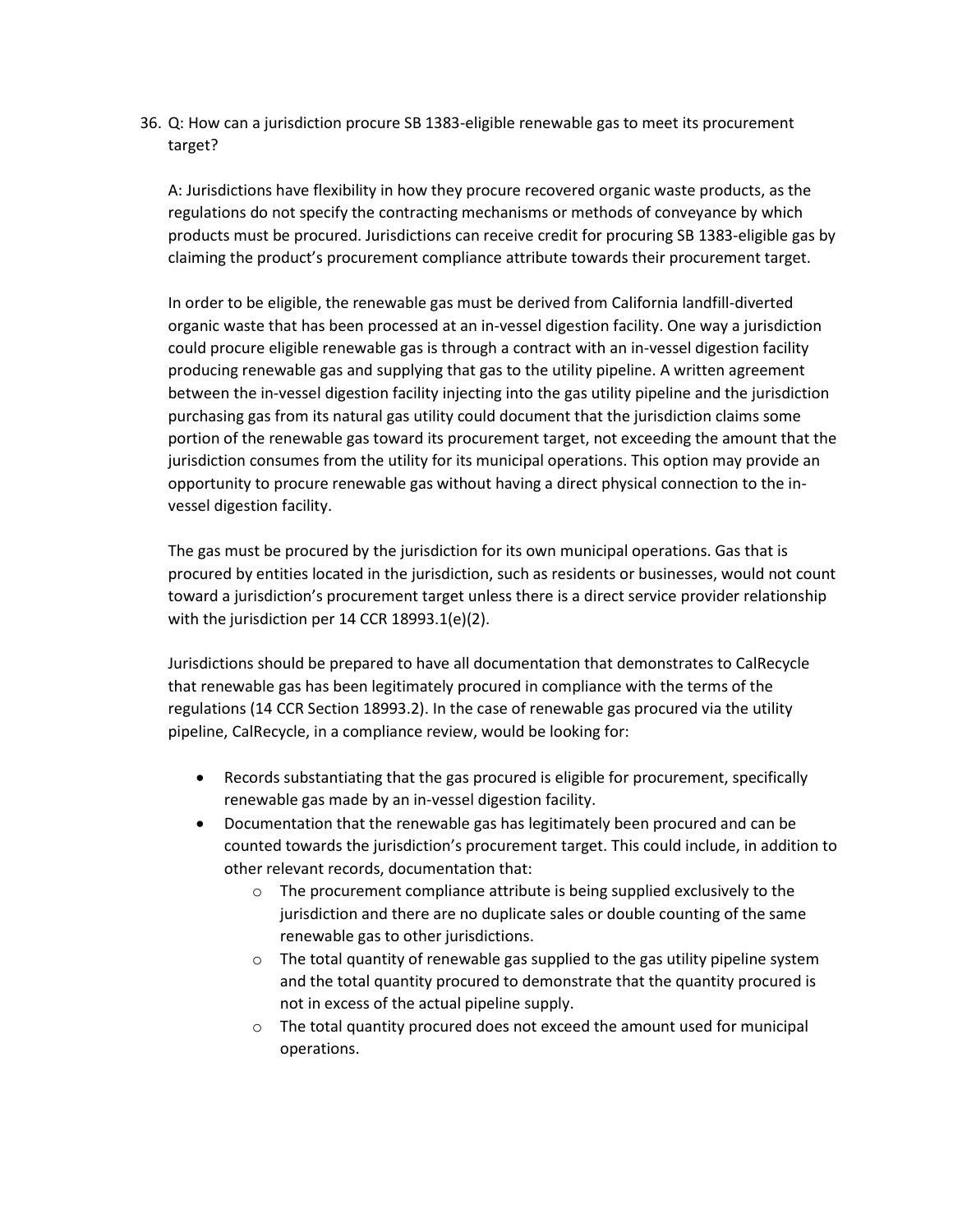36. Q: How can a jurisdiction procure SB 1383-eligible renewable gas to meet its procurement target?

    A: Jurisdictions have flexibility in how they procure recovered organic waste products, as the regulations do not specify the contracting mechanisms or methods of conveyance by which products must be procured. Jurisdictions can receive credit for procuring SB 1383-eligible gas by claiming the product's procurement compliance attribute towards their procurement target.

    In order to be eligible, the renewable gas must be derived from California landfill-diverted organic waste that has been processed at an in-vessel digestion facility. One way a jurisdiction could procure eligible renewable gas is through a contract with an in-vessel digestion facility producing renewable gas and supplying that gas to the utility pipeline. A written agreement between the in-vessel digestion facility injecting into the gas utility pipeline and the jurisdiction purchasing gas from its natural gas utility could document that the jurisdiction claims some portion of the renewable gas toward its procurement target, not exceeding the amount that the jurisdiction consumes from the utility for its municipal operations. This option may provide an opportunity to procure renewable gas without having a direct physical connection to the in-vessel digestion facility.

    The gas must be procured by the jurisdiction for its own municipal operations. Gas that is procured by entities located in the jurisdiction, such as residents or businesses, would not count toward a jurisdiction's procurement target unless there is a direct service provider relationship with the jurisdiction per 14 CCR 18993.1(e)(2).

    Jurisdictions should be prepared to have all documentation that demonstrates to CalRecycle that renewable gas has been legitimately procured in compliance with the terms of the regulations (14 CCR Section 18993.2). In the case of renewable gas procured via the utility pipeline, CalRecycle, in a compliance review, would be looking for:

    - Records substantiating that the gas procured is eligible for procurement, specifically renewable gas made by an in-vessel digestion facility.
    - Documentation that the renewable gas has legitimately been procured and can be counted towards the jurisdiction's procurement target. This could include, in addition to other relevant records, documentation that:
        - The procurement compliance attribute is being supplied exclusively to the jurisdiction and there are no duplicate sales or double counting of the same renewable gas to other jurisdictions.
        - The total quantity of renewable gas supplied to the gas utility pipeline system and the total quantity procured to demonstrate that the quantity procured is not in excess of the actual pipeline supply.
        - The total quantity procured does not exceed the amount used for municipal operations.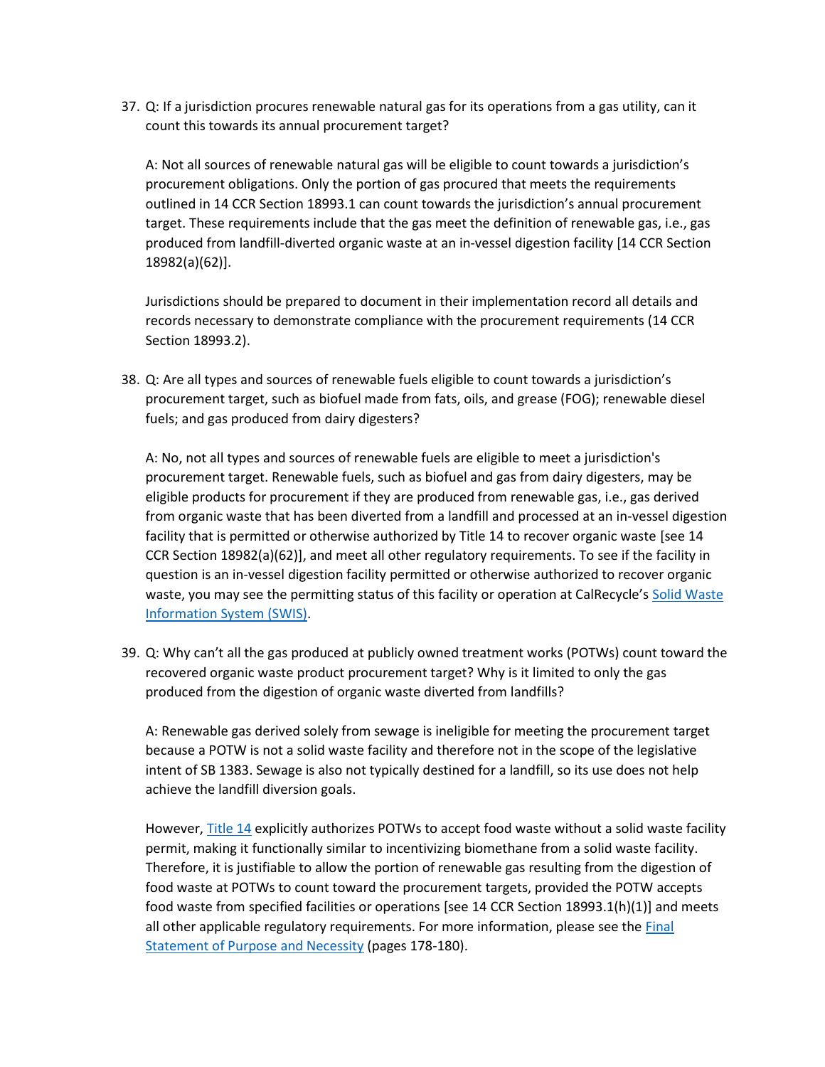37. Q: If a jurisdiction procures renewable natural gas for its operations from a gas utility, can it count this towards its annual procurement target?

    A: Not all sources of renewable natural gas will be eligible to count towards a jurisdiction's procurement obligations. Only the portion of gas procured that meets the requirements outlined in 14 CCR Section 18993.1 can count towards the jurisdiction's annual procurement target. These requirements include that the gas meet the definition of renewable gas, i.e., gas produced from landfill-diverted organic waste at an in-vessel digestion facility [14 CCR Section 18982(a)(62)].

    Jurisdictions should be prepared to document in their implementation record all details and records necessary to demonstrate compliance with the procurement requirements (14 CCR Section 18993.2).

38. Q: Are all types and sources of renewable fuels eligible to count towards a jurisdiction's procurement target, such as biofuel made from fats, oils, and grease (FOG); renewable diesel fuels; and gas produced from dairy digesters?

    A: No, not all types and sources of renewable fuels are eligible to meet a jurisdiction's procurement target. Renewable fuels, such as biofuel and gas from dairy digesters, may be eligible products for procurement if they are produced from renewable gas, i.e., gas derived from organic waste that has been diverted from a landfill and processed at an in-vessel digestion facility that is permitted or otherwise authorized by Title 14 to recover organic waste [see 14 CCR Section 18982(a)(62)], and meet all other regulatory requirements. To see if the facility in question is an in-vessel digestion facility permitted or otherwise authorized to recover organic waste, you may see the permitting status of this facility or operation at CalRecycle's Solid Waste Information System (SWIS).

39. Q: Why can't all the gas produced at publicly owned treatment works (POTWs) count toward the recovered organic waste product procurement target? Why is it limited to only the gas produced from the digestion of organic waste diverted from landfills?

    A: Renewable gas derived solely from sewage is ineligible for meeting the procurement target because a POTW is not a solid waste facility and therefore not in the scope of the legislative intent of SB 1383. Sewage is also not typically destined for a landfill, so its use does not help achieve the landfill diversion goals.

    However, Title 14 explicitly authorizes POTWs to accept food waste without a solid waste facility permit, making it functionally similar to incentivizing biomethane from a solid waste facility. Therefore, it is justifiable to allow the portion of renewable gas resulting from the digestion of food waste at POTWs to count toward the procurement targets, provided the POTW accepts food waste from specified facilities or operations [see 14 CCR Section 18993.1(h)(1)] and meets all other applicable regulatory requirements. For more information, please see the Final Statement of Purpose and Necessity (pages 178-180).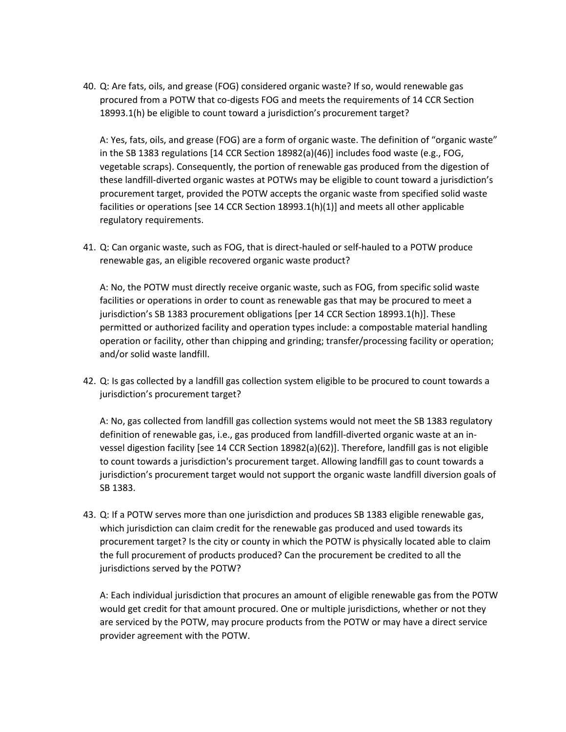40. Q: Are fats, oils, and grease (FOG) considered organic waste? If so, would renewable gas procured from a POTW that co-digests FOG and meets the requirements of 14 CCR Section 18993.1(h) be eligible to count toward a jurisdiction's procurement target?

    A: Yes, fats, oils, and grease (FOG) are a form of organic waste. The definition of "organic waste" in the SB 1383 regulations [14 CCR Section 18982(a)(46)] includes food waste (e.g., FOG, vegetable scraps). Consequently, the portion of renewable gas produced from the digestion of these landfill-diverted organic wastes at POTWs may be eligible to count toward a jurisdiction's procurement target, provided the POTW accepts the organic waste from specified solid waste facilities or operations [see 14 CCR Section 18993.1(h)(1)] and meets all other applicable regulatory requirements.

41. Q: Can organic waste, such as FOG, that is direct-hauled or self-hauled to a POTW produce renewable gas, an eligible recovered organic waste product?

    A: No, the POTW must directly receive organic waste, such as FOG, from specific solid waste facilities or operations in order to count as renewable gas that may be procured to meet a jurisdiction's SB 1383 procurement obligations [per 14 CCR Section 18993.1(h)]. These permitted or authorized facility and operation types include: a compostable material handling operation or facility, other than chipping and grinding; transfer/processing facility or operation; and/or solid waste landfill.

42. Q: Is gas collected by a landfill gas collection system eligible to be procured to count towards a jurisdiction's procurement target?

    A: No, gas collected from landfill gas collection systems would not meet the SB 1383 regulatory definition of renewable gas, i.e., gas produced from landfill-diverted organic waste at an in-vessel digestion facility [see 14 CCR Section 18982(a)(62)]. Therefore, landfill gas is not eligible to count towards a jurisdiction's procurement target. Allowing landfill gas to count towards a jurisdiction's procurement target would not support the organic waste landfill diversion goals of SB 1383.

43. Q: If a POTW serves more than one jurisdiction and produces SB 1383 eligible renewable gas, which jurisdiction can claim credit for the renewable gas produced and used towards its procurement target? Is the city or county in which the POTW is physically located able to claim the full procurement of products produced? Can the procurement be credited to all the jurisdictions served by the POTW?

    A: Each individual jurisdiction that procures an amount of eligible renewable gas from the POTW would get credit for that amount procured. One or multiple jurisdictions, whether or not they are serviced by the POTW, may procure products from the POTW or may have a direct service provider agreement with the POTW.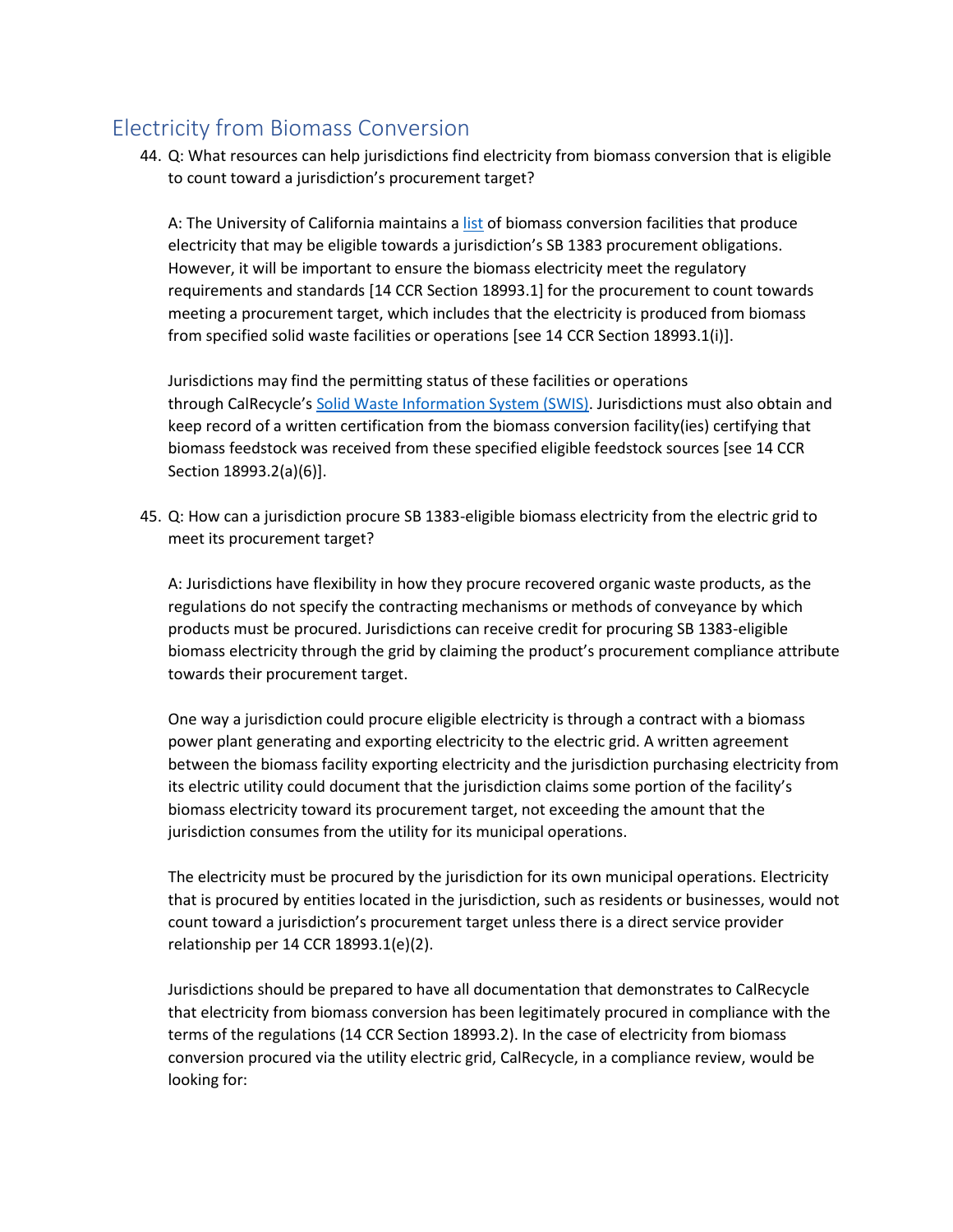## Electricity from Biomass Conversion

44. Q: What resources can help jurisdictions find electricity from biomass conversion that is eligible to count toward a jurisdiction's procurement target?

    A: The University of California maintains a list of biomass conversion facilities that produce electricity that may be eligible towards a jurisdiction's SB 1383 procurement obligations. However, it will be important to ensure the biomass electricity meet the regulatory requirements and standards [14 CCR Section 18993.1] for the procurement to count towards meeting a procurement target, which includes that the electricity is produced from biomass from specified solid waste facilities or operations [see 14 CCR Section 18993.1(i)].

    Jurisdictions may find the permitting status of these facilities or operations through CalRecycle's Solid Waste Information System (SWIS). Jurisdictions must also obtain and keep record of a written certification from the biomass conversion facility(ies) certifying that biomass feedstock was received from these specified eligible feedstock sources [see 14 CCR Section 18993.2(a)(6)].

45. Q: How can a jurisdiction procure SB 1383-eligible biomass electricity from the electric grid to meet its procurement target?

    A: Jurisdictions have flexibility in how they procure recovered organic waste products, as the regulations do not specify the contracting mechanisms or methods of conveyance by which products must be procured. Jurisdictions can receive credit for procuring SB 1383-eligible biomass electricity through the grid by claiming the product's procurement compliance attribute towards their procurement target.

    One way a jurisdiction could procure eligible electricity is through a contract with a biomass power plant generating and exporting electricity to the electric grid. A written agreement between the biomass facility exporting electricity and the jurisdiction purchasing electricity from its electric utility could document that the jurisdiction claims some portion of the facility's biomass electricity toward its procurement target, not exceeding the amount that the jurisdiction consumes from the utility for its municipal operations.

    The electricity must be procured by the jurisdiction for its own municipal operations. Electricity that is procured by entities located in the jurisdiction, such as residents or businesses, would not count toward a jurisdiction's procurement target unless there is a direct service provider relationship per 14 CCR 18993.1(e)(2).

    Jurisdictions should be prepared to have all documentation that demonstrates to CalRecycle that electricity from biomass conversion has been legitimately procured in compliance with the terms of the regulations (14 CCR Section 18993.2). In the case of electricity from biomass conversion procured via the utility electric grid, CalRecycle, in a compliance review, would be looking for: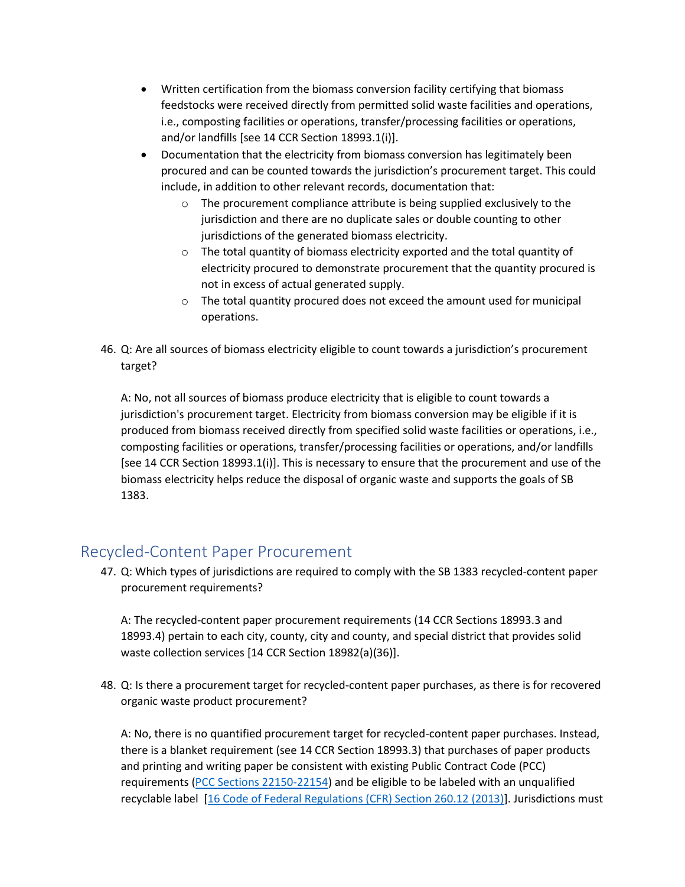- Written certification from the biomass conversion facility certifying that biomass feedstocks were received directly from permitted solid waste facilities and operations, i.e., composting facilities or operations, transfer/processing facilities or operations, and/or landfills [see 14 CCR Section 18993.1(i)].
- Documentation that the electricity from biomass conversion has legitimately been procured and can be counted towards the jurisdiction's procurement target. This could include, in addition to other relevant records, documentation that:
  - The procurement compliance attribute is being supplied exclusively to the jurisdiction and there are no duplicate sales or double counting to other jurisdictions of the generated biomass electricity.
  - The total quantity of biomass electricity exported and the total quantity of electricity procured to demonstrate procurement that the quantity procured is not in excess of actual generated supply.
  - The total quantity procured does not exceed the amount used for municipal operations.

46. Q: Are all sources of biomass electricity eligible to count towards a jurisdiction's procurement target?

    A: No, not all sources of biomass produce electricity that is eligible to count towards a jurisdiction's procurement target. Electricity from biomass conversion may be eligible if it is produced from biomass received directly from specified solid waste facilities or operations, i.e., composting facilities or operations, transfer/processing facilities or operations, and/or landfills [see 14 CCR Section 18993.1(i)]. This is necessary to ensure that the procurement and use of the biomass electricity helps reduce the disposal of organic waste and supports the goals of SB 1383.

## Recycled-Content Paper Procurement

47. Q: Which types of jurisdictions are required to comply with the SB 1383 recycled-content paper procurement requirements?

    A: The recycled-content paper procurement requirements (14 CCR Sections 18993.3 and 18993.4) pertain to each city, county, city and county, and special district that provides solid waste collection services [14 CCR Section 18982(a)(36)].

48. Q: Is there a procurement target for recycled-content paper purchases, as there is for recovered organic waste product procurement?

    A: No, there is no quantified procurement target for recycled-content paper purchases. Instead, there is a blanket requirement (see 14 CCR Section 18993.3) that purchases of paper products and printing and writing paper be consistent with existing Public Contract Code (PCC) requirements (PCC Sections 22150-22154) and be eligible to be labeled with an unqualified recyclable label [16 Code of Federal Regulations (CFR) Section 260.12 (2013)]. Jurisdictions must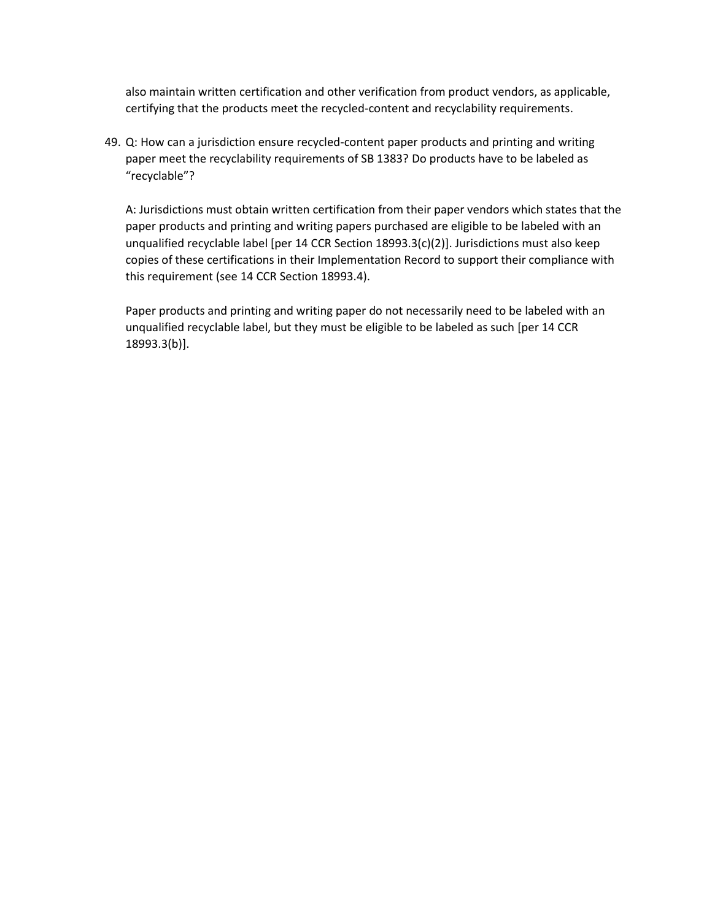also maintain written certification and other verification from product vendors, as applicable, certifying that the products meet the recycled-content and recyclability requirements.

49. Q: How can a jurisdiction ensure recycled-content paper products and printing and writing paper meet the recyclability requirements of SB 1383? Do products have to be labeled as "recyclable"?

    A: Jurisdictions must obtain written certification from their paper vendors which states that the paper products and printing and writing papers purchased are eligible to be labeled with an unqualified recyclable label [per 14 CCR Section 18993.3(c)(2)]. Jurisdictions must also keep copies of these certifications in their Implementation Record to support their compliance with this requirement (see 14 CCR Section 18993.4).

    Paper products and printing and writing paper do not necessarily need to be labeled with an unqualified recyclable label, but they must be eligible to be labeled as such [per 14 CCR 18993.3(b)].